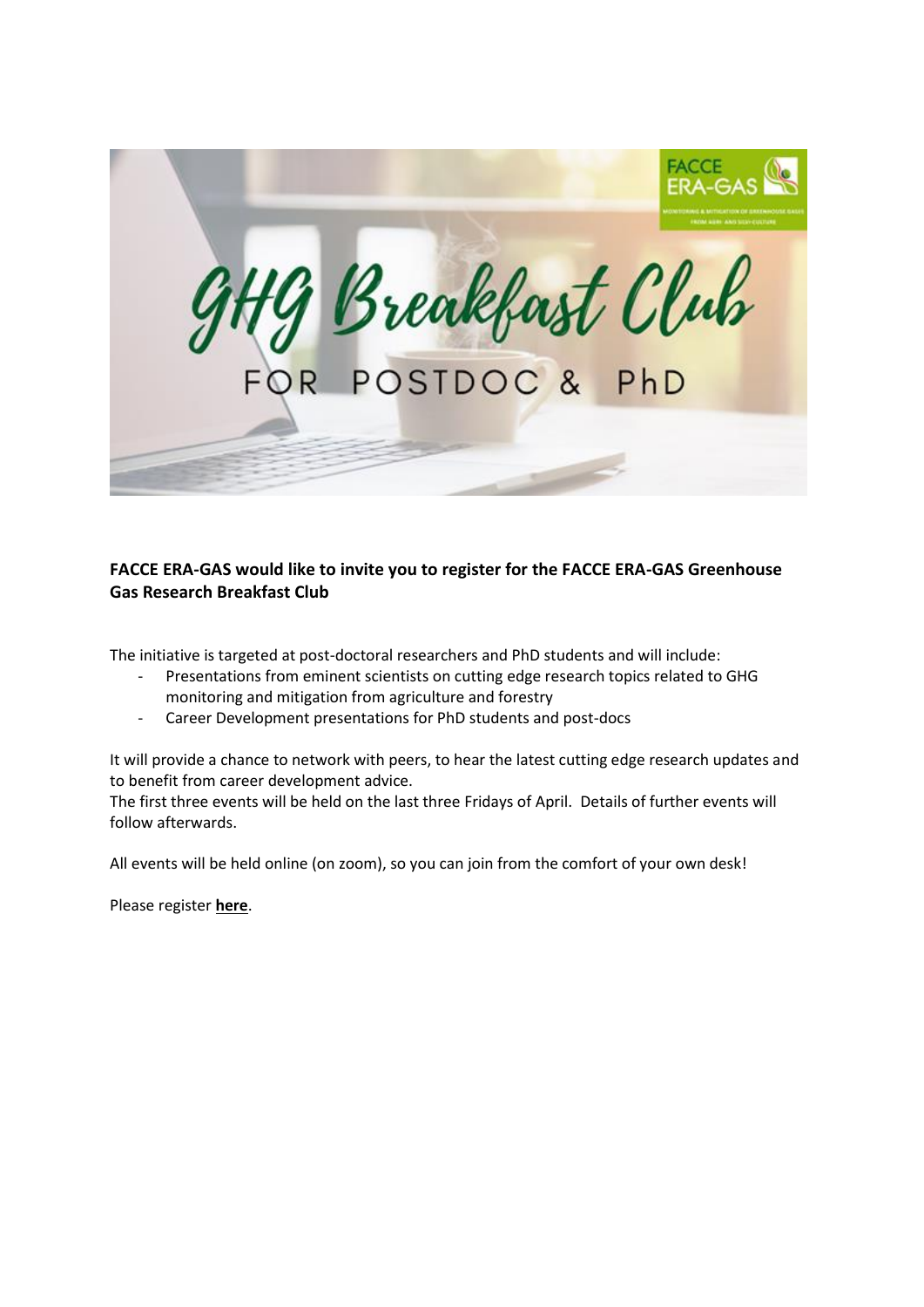**FACCE ERA-GAS would like to invite you to register for the FACCE ERA-GAS Greenhouse Gas Research Breakfast Club**

The initiative is targeted at post-doctoral researchers and PhD students and will include:

- Presentations from eminent scientists on cutting edge research topics related to GHG monitoring and mitigation from agriculture and forestry
- Career Development presentations for PhD students and post-docs

It will provide a chance to network with peers, to hear the latest cutting edge research updates and to benefit from career development advice.
The first three events will be held on the last three Fridays of April. Details of further events will follow afterwards.

All events will be held online (on zoom), so you can join from the comfort of your own desk!

Please register **here**.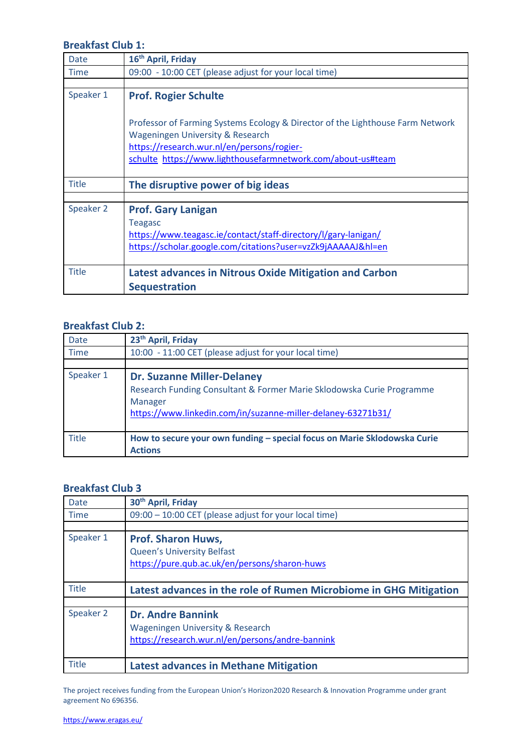### Breakfast Club 1:

| | |
|---|---|
| Date | 16th April, Friday |
| Time | 09:00 - 10:00 CET (please adjust for your local time) |
| | |
| Speaker 1 | **Prof. Rogier Schulte**<br><br>Professor of Farming Systems Ecology & Director of the Lighthouse Farm Network<br>Wageningen University & Research<br>https://research.wur.nl/en/persons/rogier-schulte https://www.lighthousefarmnetwork.com/about-us#team |
| Title | **The disruptive power of big ideas** |
| | |
| Speaker 2 | **Prof. Gary Lanigan**<br>Teagasc<br>https://www.teagasc.ie/contact/staff-directory/l/gary-lanigan/<br>https://scholar.google.com/citations?user=vzZk9jAAAAAJ&hl=en |
| Title | **Latest advances in Nitrous Oxide Mitigation and Carbon Sequestration** |

### Breakfast Club 2:

| | |
|---|---|
| Date | 23th April, Friday |
| Time | 10:00 - 11:00 CET (please adjust for your local time) |
| | |
| Speaker 1 | **Dr. Suzanne Miller-Delaney**<br>Research Funding Consultant & Former Marie Sklodowska Curie Programme Manager<br>https://www.linkedin.com/in/suzanne-miller-delaney-63271b31/ |
| Title | **How to secure your own funding – special focus on Marie Sklodowska Curie Actions** |

### Breakfast Club 3

| | |
|---|---|
| Date | 30th April, Friday |
| Time | 09:00 – 10:00 CET (please adjust for your local time) |
| | |
| Speaker 1 | **Prof. Sharon Huws,**<br>Queen's University Belfast<br>https://pure.qub.ac.uk/en/persons/sharon-huws |
| Title | **Latest advances in the role of Rumen Microbiome in GHG Mitigation** |
| | |
| Speaker 2 | **Dr. Andre Bannink**<br>Wageningen University & Research<br>https://research.wur.nl/en/persons/andre-bannink |
| Title | **Latest advances in Methane Mitigation** |

The project receives funding from the European Union's Horizon2020 Research & Innovation Programme under grant agreement No 696356.

https://www.eragas.eu/